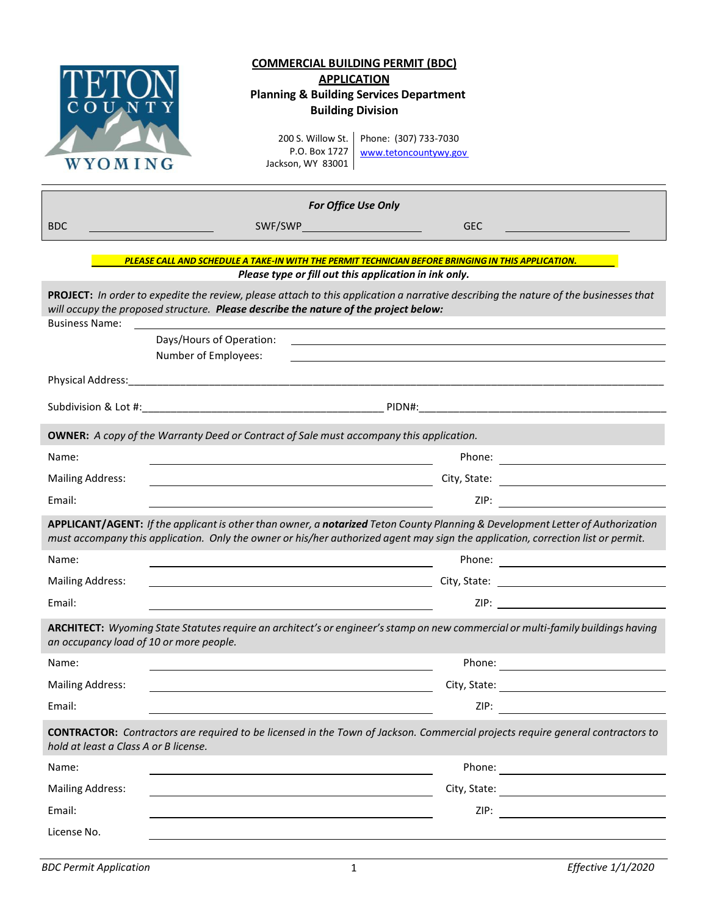# COMMERCIAL BUILDING PERMIT (BDC) APPLICATION

**Planning & Building Services Department**
**Building Division**

200 S. Willow St.
P.O. Box 1727
Jackson, WY 83001

Phone: (307) 733-7030
www.tetoncountywy.gov

---

***For Office Use Only***

BDC ____________________ SWF/SWP____________________ GEC ____________________

***PLEASE CALL AND SCHEDULE A TAKE-IN WITH THE PERMIT TECHNICIAN BEFORE BRINGING IN THIS APPLICATION.***

***Please type or fill out this application in ink only.***

**PROJECT:** *In order to expedite the review, please attach to this application a narrative describing the nature of the businesses that will occupy the proposed structure.* ***Please describe the nature of the project below:***

Business Name: ____________________

Days/Hours of Operation: ____________________

Number of Employees: ____________________

Physical Address: ____________________

Subdivision & Lot #: ____________________ PIDN#: ____________________

**OWNER:** *A copy of the Warranty Deed or Contract of Sale must accompany this application.*

Name: ____________________ Phone: ____________________

Mailing Address: ____________________ City, State: ____________________

Email: ____________________ ZIP: ____________________

**APPLICANT/AGENT:** *If the applicant is other than owner, a* ***notarized*** *Teton County Planning & Development Letter of Authorization must accompany this application. Only the owner or his/her authorized agent may sign the application, correction list or permit.*

Name: ____________________ Phone: ____________________

Mailing Address: ____________________ City, State: ____________________

Email: ____________________ ZIP: ____________________

**ARCHITECT:** *Wyoming State Statutes require an architect's or engineer's stamp on new commercial or multi-family buildings having an occupancy load of 10 or more people.*

Name: ____________________ Phone: ____________________

Mailing Address: ____________________ City, State: ____________________

Email: ____________________ ZIP: ____________________

**CONTRACTOR:** *Contractors are required to be licensed in the Town of Jackson. Commercial projects require general contractors to hold at least a Class A or B license.*

Name: ____________________ Phone: ____________________

Mailing Address: ____________________ City, State: ____________________

Email: ____________________ ZIP: ____________________

License No. ____________________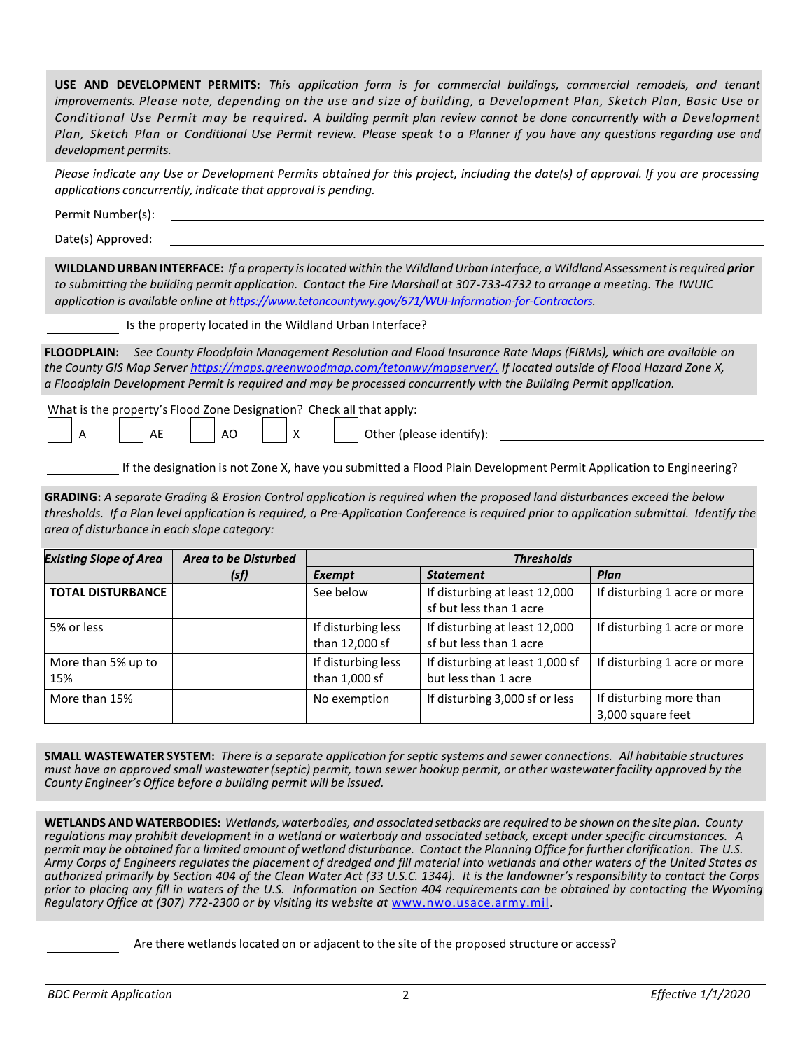**USE AND DEVELOPMENT PERMITS:** *This application form is for commercial buildings, commercial remodels, and tenant improvements. Please note, depending on the use and size of building, a Development Plan, Sketch Plan, Basic Use or Conditional Use Permit may be required. A building permit plan review cannot be done concurrently with a Development Plan, Sketch Plan or Conditional Use Permit review. Please speak to a Planner if you have any questions regarding use and development permits.*

*Please indicate any Use or Development Permits obtained for this project, including the date(s) of approval. If you are processing applications concurrently, indicate that approval is pending.*

Permit Number(s): ____________________

Date(s) Approved: ____________________

**WILDLAND URBAN INTERFACE:** *If a property is located within the Wildland Urban Interface, a Wildland Assessment is required* ***prior*** *to submitting the building permit application. Contact the Fire Marshall at 307-733-4732 to arrange a meeting. The IWUIC application is available online at [https://www.tetoncountywy.gov/671/WUI-Information-for-Contractors](https://www.tetoncountywy.gov/671/WUI-Information-for-Contractors).*

__________ Is the property located in the Wildland Urban Interface?

**FLOODPLAIN:** *See County Floodplain Management Resolution and Flood Insurance Rate Maps (FIRMs), which are available on the County GIS Map Server [https://maps.greenwoodmap.com/tetonwy/mapserver/](https://maps.greenwoodmap.com/tetonwy/mapserver/). If located outside of Flood Hazard Zone X, a Floodplain Development Permit is required and may be processed concurrently with the Building Permit application.*

What is the property's Flood Zone Designation? Check all that apply:

☐ A ☐ AE ☐ AO ☐ X ☐ Other (please identify): ____________________

__________ If the designation is not Zone X, have you submitted a Flood Plain Development Permit Application to Engineering?

**GRADING:** *A separate Grading & Erosion Control application is required when the proposed land disturbances exceed the below thresholds. If a Plan level application is required, a Pre-Application Conference is required prior to application submittal. Identify the area of disturbance in each slope category:*

| *Existing Slope of Area* | *Area to be Disturbed (sf)* | *Thresholds* | | |
|---|---|---|---|---|
| | | *Exempt* | *Statement* | *Plan* |
| **TOTAL DISTURBANCE** | | See below | If disturbing at least 12,000 sf but less than 1 acre | If disturbing 1 acre or more |
| 5% or less | | If disturbing less than 12,000 sf | If disturbing at least 12,000 sf but less than 1 acre | If disturbing 1 acre or more |
| More than 5% up to 15% | | If disturbing less than 1,000 sf | If disturbing at least 1,000 sf but less than 1 acre | If disturbing 1 acre or more |
| More than 15% | | No exemption | If disturbing 3,000 sf or less | If disturbing more than 3,000 square feet |

**SMALL WASTEWATER SYSTEM:** *There is a separate application for septic systems and sewer connections. All habitable structures must have an approved small wastewater (septic) permit, town sewer hookup permit, or other wastewater facility approved by the County Engineer's Office before a building permit will be issued.*

**WETLANDS AND WATERBODIES:** *Wetlands, waterbodies, and associated setbacks are required to be shown on the site plan. County regulations may prohibit development in a wetland or waterbody and associated setback, except under specific circumstances. A permit may be obtained for a limited amount of wetland disturbance. Contact the Planning Office for further clarification. The U.S. Army Corps of Engineers regulates the placement of dredged and fill material into wetlands and other waters of the United States as authorized primarily by Section 404 of the Clean Water Act (33 U.S.C. 1344). It is the landowner's responsibility to contact the Corps prior to placing any fill in waters of the U.S. Information on Section 404 requirements can be obtained by contacting the Wyoming Regulatory Office at (307) 772-2300 or by visiting its website at [www.nwo.usace.army.mil](http://www.nwo.usace.army.mil).*

__________ Are there wetlands located on or adjacent to the site of the proposed structure or access?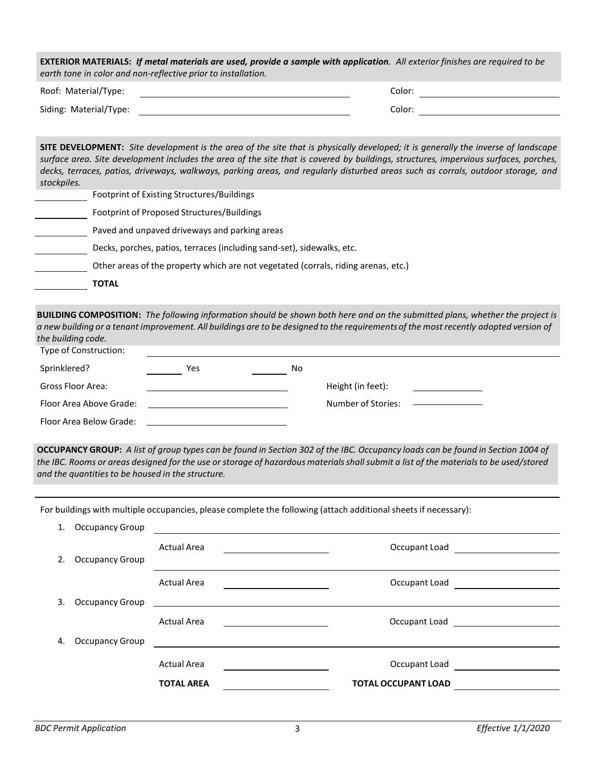**EXTERIOR MATERIALS:** ***If metal materials are used, provide a sample with application**. All exterior finishes are required to be earth tone in color and non-reflective prior to installation.*

Roof: Material/Type: ______________________ Color: ______________________

Siding: Material/Type: ______________________ Color: ______________________

**SITE DEVELOPMENT:** *Site development is the area of the site that is physically developed; it is generally the inverse of landscape surface area. Site development includes the area of the site that is covered by buildings, structures, impervious surfaces, porches, decks, terraces, patios, driveways, walkways, parking areas, and regularly disturbed areas such as corrals, outdoor storage, and stockpiles.*

__________ Footprint of Existing Structures/Buildings

__________ Footprint of Proposed Structures/Buildings

__________ Paved and unpaved driveways and parking areas

__________ Decks, porches, patios, terraces (including sand-set), sidewalks, etc.

__________ Other areas of the property which are not vegetated (corrals, riding arenas, etc.)

__________ **TOTAL**

**BUILDING COMPOSITION:** *The following information should be shown both here and on the submitted plans, whether the project is a new building or a tenant improvement. All buildings are to be designed to the requirements of the most recently adopted version of the building code.*

Type of Construction: ______________________

Sprinklered? ______ Yes ______ No

Gross Floor Area: ______________________ Height (in feet): ______________

Floor Area Above Grade: ______________________ Number of Stories: ______________

Floor Area Below Grade: ______________________

**OCCUPANCY GROUP:** *A list of group types can be found in Section 302 of the IBC. Occupancy loads can be found in Section 1004 of the IBC. Rooms or areas designed for the use or storage of hazardous materials shall submit a list of the materials to be used/stored and the quantities to be housed in the structure.*

______________________________________________________________________

For buildings with multiple occupancies, please complete the following (attach additional sheets if necessary):

1. Occupancy Group ______________________
   Actual Area ______________ Occupant Load ______________
2. Occupancy Group ______________________
   Actual Area ______________ Occupant Load ______________
3. Occupancy Group ______________________
   Actual Area ______________ Occupant Load ______________
4. Occupancy Group ______________________
   Actual Area ______________ Occupant Load ______________

**TOTAL AREA** ______________ **TOTAL OCCUPANT LOAD** ______________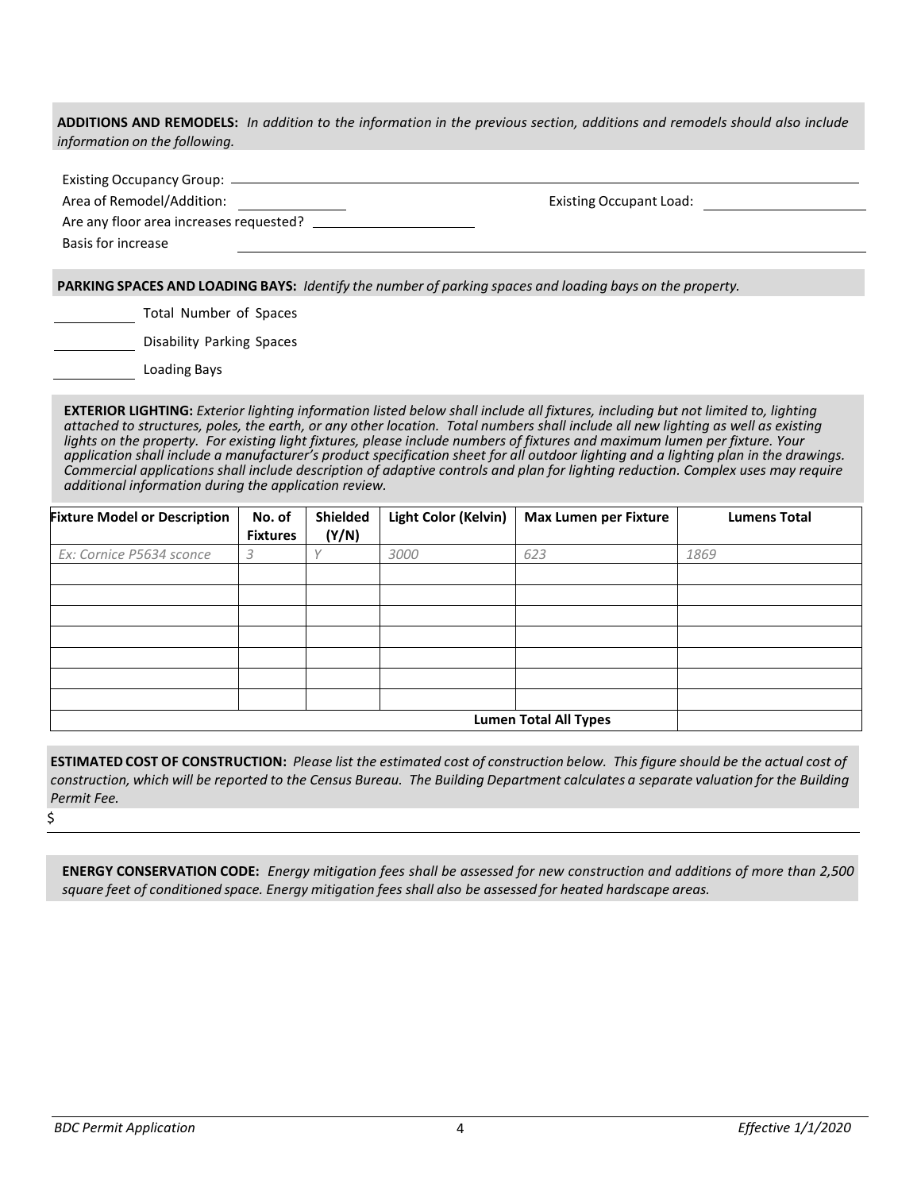**ADDITIONS AND REMODELS:** *In addition to the information in the previous section, additions and remodels should also include information on the following.*

Existing Occupancy Group: \_\_\_\_\_\_\_\_\_\_\_\_\_\_\_\_\_\_\_\_\_\_\_\_\_\_\_\_\_\_\_\_\_\_\_\_\_\_\_\_

Area of Remodel/Addition: \_\_\_\_\_\_\_\_\_\_\_\_\_\_\_ Existing Occupant Load: \_\_\_\_\_\_\_\_\_\_\_\_\_\_\_\_\_\_\_\_

Are any floor area increases requested? \_\_\_\_\_\_\_\_\_\_\_\_\_\_\_\_\_\_\_\_

Basis for increase \_\_\_\_\_\_\_\_\_\_\_\_\_\_\_\_\_\_\_\_\_\_\_\_\_\_\_\_\_\_\_\_\_\_\_\_\_\_\_\_

**PARKING SPACES AND LOADING BAYS:** *Identify the number of parking spaces and loading bays on the property.*

\_\_\_\_\_\_\_\_\_\_ Total Number of Spaces

\_\_\_\_\_\_\_\_\_\_ Disability Parking Spaces

\_\_\_\_\_\_\_\_\_\_ Loading Bays

**EXTERIOR LIGHTING:** *Exterior lighting information listed below shall include all fixtures, including but not limited to, lighting attached to structures, poles, the earth, or any other location. Total numbers shall include all new lighting as well as existing lights on the property. For existing light fixtures, please include numbers of fixtures and maximum lumen per fixture. Your application shall include a manufacturer's product specification sheet for all outdoor lighting and a lighting plan in the drawings. Commercial applications shall include description of adaptive controls and plan for lighting reduction. Complex uses may require additional information during the application review.*

| Fixture Model or Description | No. of Fixtures | Shielded (Y/N) | Light Color (Kelvin) | Max Lumen per Fixture | Lumens Total |
|---|---|---|---|---|---|
| *Ex: Cornice P5634 sconce* | *3* | *Y* | *3000* | *623* | *1869* |
| | | | | | |
| | | | | | |
| | | | | | |
| | | | | | |
| | | | | | |
| | | | | | |
| | | | | | |
| | | | | **Lumen Total All Types** | |

**ESTIMATED COST OF CONSTRUCTION:** *Please list the estimated cost of construction below. This figure should be the actual cost of construction, which will be reported to the Census Bureau. The Building Department calculates a separate valuation for the Building Permit Fee.*

$ \_\_\_\_\_\_\_\_\_\_\_\_\_\_\_\_\_\_\_\_\_\_\_\_\_\_\_\_\_\_\_\_\_\_\_\_\_\_\_\_

**ENERGY CONSERVATION CODE:** *Energy mitigation fees shall be assessed for new construction and additions of more than 2,500 square feet of conditioned space. Energy mitigation fees shall also be assessed for heated hardscape areas.*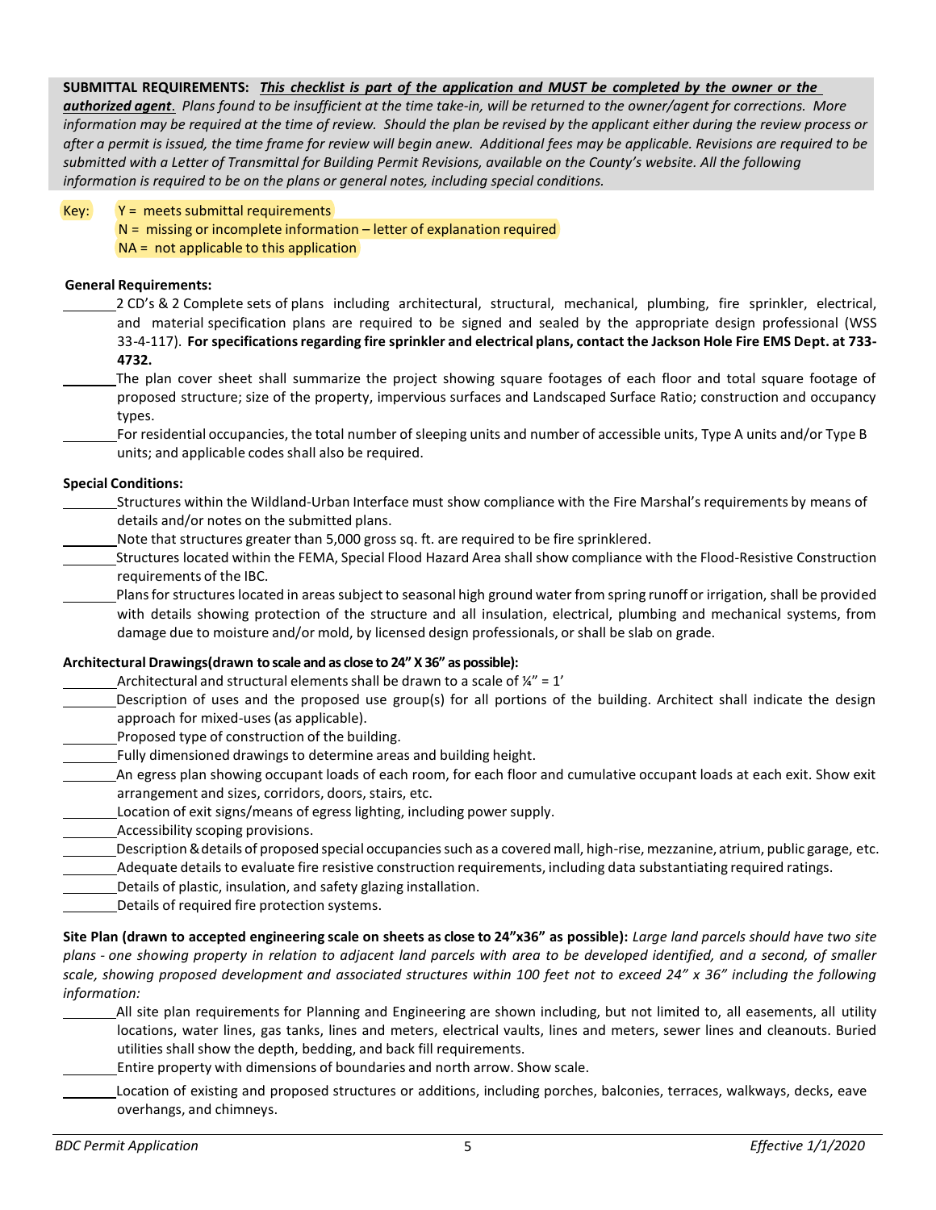**SUBMITTAL REQUIREMENTS:** ***This checklist is part of the application and MUST be completed by the owner or the authorized agent***. *Plans found to be insufficient at the time take-in, will be returned to the owner/agent for corrections. More information may be required at the time of review. Should the plan be revised by the applicant either during the review process or after a permit is issued, the time frame for review will begin anew. Additional fees may be applicable. Revisions are required to be submitted with a Letter of Transmittal for Building Permit Revisions, available on the County's website. All the following information is required to be on the plans or general notes, including special conditions.*

Key: Y = meets submittal requirements
N = missing or incomplete information – letter of explanation required
NA = not applicable to this application

**General Requirements:**

- _______ 2 CD's & 2 Complete sets of plans including architectural, structural, mechanical, plumbing, fire sprinkler, electrical, and material specification plans are required to be signed and sealed by the appropriate design professional (WSS 33-4-117). **For specifications regarding fire sprinkler and electrical plans, contact the Jackson Hole Fire EMS Dept. at 733-4732.**
- _______ The plan cover sheet shall summarize the project showing square footages of each floor and total square footage of proposed structure; size of the property, impervious surfaces and Landscaped Surface Ratio; construction and occupancy types.
- _______ For residential occupancies, the total number of sleeping units and number of accessible units, Type A units and/or Type B units; and applicable codes shall also be required.

**Special Conditions:**

- _______ Structures within the Wildland-Urban Interface must show compliance with the Fire Marshal's requirements by means of details and/or notes on the submitted plans.
- _______ Note that structures greater than 5,000 gross sq. ft. are required to be fire sprinklered.
- _______ Structures located within the FEMA, Special Flood Hazard Area shall show compliance with the Flood-Resistive Construction requirements of the IBC.
- _______ Plans for structures located in areas subject to seasonal high ground water from spring runoff or irrigation, shall be provided with details showing protection of the structure and all insulation, electrical, plumbing and mechanical systems, from damage due to moisture and/or mold, by licensed design professionals, or shall be slab on grade.

**Architectural Drawings(drawn to scale and as close to 24" X 36" as possible):**

- _______ Architectural and structural elements shall be drawn to a scale of ¼" = 1'
- _______ Description of uses and the proposed use group(s) for all portions of the building. Architect shall indicate the design approach for mixed-uses (as applicable).
- _______ Proposed type of construction of the building.
- _______ Fully dimensioned drawings to determine areas and building height.
- _______ An egress plan showing occupant loads of each room, for each floor and cumulative occupant loads at each exit. Show exit arrangement and sizes, corridors, doors, stairs, etc.
- _______ Location of exit signs/means of egress lighting, including power supply.
- _______ Accessibility scoping provisions.
- _______ Description & details of proposed special occupancies such as a covered mall, high-rise, mezzanine, atrium, public garage, etc.
- _______ Adequate details to evaluate fire resistive construction requirements, including data substantiating required ratings.
- _______ Details of plastic, insulation, and safety glazing installation.
- _______ Details of required fire protection systems.

**Site Plan (drawn to accepted engineering scale on sheets as close to 24"x36" as possible):** *Large land parcels should have two site plans - one showing property in relation to adjacent land parcels with area to be developed identified, and a second, of smaller scale, showing proposed development and associated structures within 100 feet not to exceed 24" x 36" including the following information:*

- _______ All site plan requirements for Planning and Engineering are shown including, but not limited to, all easements, all utility locations, water lines, gas tanks, lines and meters, electrical vaults, lines and meters, sewer lines and cleanouts. Buried utilities shall show the depth, bedding, and back fill requirements.
- _______ Entire property with dimensions of boundaries and north arrow. Show scale.
- _______ Location of existing and proposed structures or additions, including porches, balconies, terraces, walkways, decks, eave overhangs, and chimneys.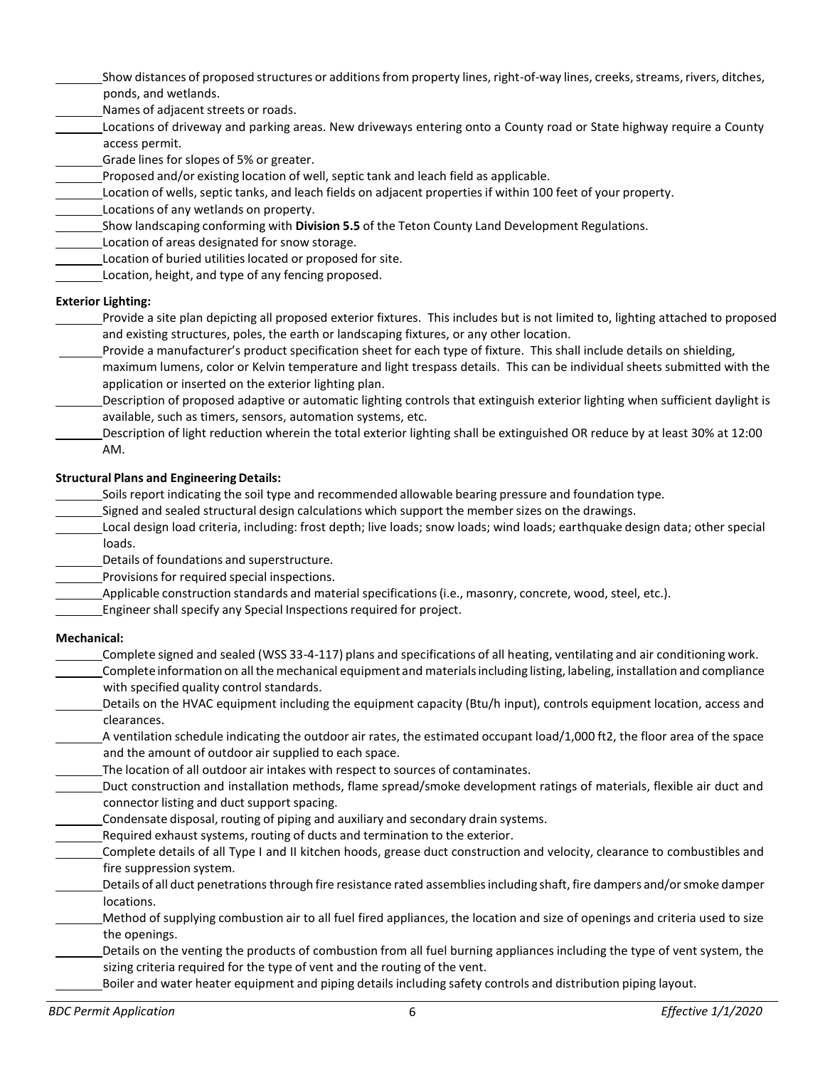_______Show distances of proposed structures or additions from property lines, right-of-way lines, creeks, streams, rivers, ditches, ponds, and wetlands.

_______Names of adjacent streets or roads.

_______Locations of driveway and parking areas. New driveways entering onto a County road or State highway require a County access permit.

_______Grade lines for slopes of 5% or greater.

_______Proposed and/or existing location of well, septic tank and leach field as applicable.

_______Location of wells, septic tanks, and leach fields on adjacent properties if within 100 feet of your property.

_______Locations of any wetlands on property.

_______Show landscaping conforming with **Division 5.5** of the Teton County Land Development Regulations.

_______Location of areas designated for snow storage.

_______Location of buried utilities located or proposed for site.

_______Location, height, and type of any fencing proposed.

**Exterior Lighting:**

_______Provide a site plan depicting all proposed exterior fixtures. This includes but is not limited to, lighting attached to proposed and existing structures, poles, the earth or landscaping fixtures, or any other location.

_______Provide a manufacturer's product specification sheet for each type of fixture. This shall include details on shielding, maximum lumens, color or Kelvin temperature and light trespass details. This can be individual sheets submitted with the application or inserted on the exterior lighting plan.

_______Description of proposed adaptive or automatic lighting controls that extinguish exterior lighting when sufficient daylight is available, such as timers, sensors, automation systems, etc.

_______Description of light reduction wherein the total exterior lighting shall be extinguished OR reduce by at least 30% at 12:00 AM.

**Structural Plans and Engineering Details:**

_______Soils report indicating the soil type and recommended allowable bearing pressure and foundation type.

_______Signed and sealed structural design calculations which support the member sizes on the drawings.

_______Local design load criteria, including: frost depth; live loads; snow loads; wind loads; earthquake design data; other special loads.

_______Details of foundations and superstructure.

_______Provisions for required special inspections.

_______Applicable construction standards and material specifications (i.e., masonry, concrete, wood, steel, etc.).

_______Engineer shall specify any Special Inspections required for project.

**Mechanical:**

_______Complete signed and sealed (WSS 33-4-117) plans and specifications of all heating, ventilating and air conditioning work.

_______Complete information on all the mechanical equipment and materials including listing, labeling, installation and compliance with specified quality control standards.

_______Details on the HVAC equipment including the equipment capacity (Btu/h input), controls equipment location, access and clearances.

_______A ventilation schedule indicating the outdoor air rates, the estimated occupant load/1,000 ft2, the floor area of the space and the amount of outdoor air supplied to each space.

_______The location of all outdoor air intakes with respect to sources of contaminates.

_______Duct construction and installation methods, flame spread/smoke development ratings of materials, flexible air duct and connector listing and duct support spacing.

_______Condensate disposal, routing of piping and auxiliary and secondary drain systems.

_______Required exhaust systems, routing of ducts and termination to the exterior.

_______Complete details of all Type I and II kitchen hoods, grease duct construction and velocity, clearance to combustibles and fire suppression system.

_______Details of all duct penetrations through fire resistance rated assemblies including shaft, fire dampers and/or smoke damper locations.

_______Method of supplying combustion air to all fuel fired appliances, the location and size of openings and criteria used to size the openings.

_______Details on the venting the products of combustion from all fuel burning appliances including the type of vent system, the sizing criteria required for the type of vent and the routing of the vent.

_______Boiler and water heater equipment and piping details including safety controls and distribution piping layout.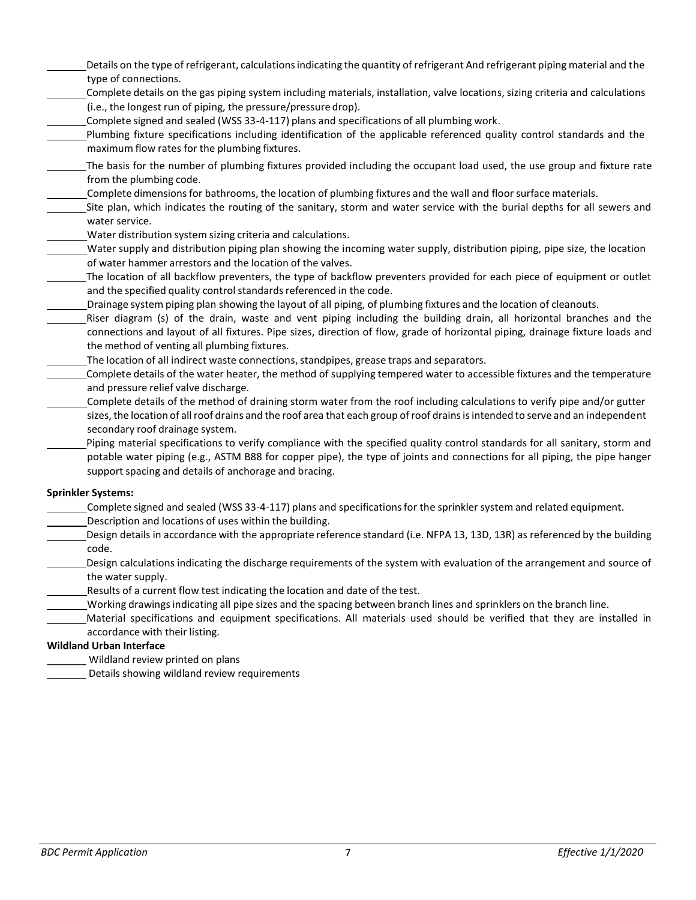_______ Details on the type of refrigerant, calculations indicating the quantity of refrigerant And refrigerant piping material and the type of connections.

_______ Complete details on the gas piping system including materials, installation, valve locations, sizing criteria and calculations (i.e., the longest run of piping, the pressure/pressure drop).

_______ Complete signed and sealed (WSS 33-4-117) plans and specifications of all plumbing work.

_______ Plumbing fixture specifications including identification of the applicable referenced quality control standards and the maximum flow rates for the plumbing fixtures.

_______ The basis for the number of plumbing fixtures provided including the occupant load used, the use group and fixture rate from the plumbing code.

_______ Complete dimensions for bathrooms, the location of plumbing fixtures and the wall and floor surface materials.

_______ Site plan, which indicates the routing of the sanitary, storm and water service with the burial depths for all sewers and water service.

_______ Water distribution system sizing criteria and calculations.

_______ Water supply and distribution piping plan showing the incoming water supply, distribution piping, pipe size, the location of water hammer arrestors and the location of the valves.

_______ The location of all backflow preventers, the type of backflow preventers provided for each piece of equipment or outlet and the specified quality control standards referenced in the code.

_______ Drainage system piping plan showing the layout of all piping, of plumbing fixtures and the location of cleanouts.

_______ Riser diagram (s) of the drain, waste and vent piping including the building drain, all horizontal branches and the connections and layout of all fixtures. Pipe sizes, direction of flow, grade of horizontal piping, drainage fixture loads and the method of venting all plumbing fixtures.

_______ The location of all indirect waste connections, standpipes, grease traps and separators.

_______ Complete details of the water heater, the method of supplying tempered water to accessible fixtures and the temperature and pressure relief valve discharge.

_______ Complete details of the method of draining storm water from the roof including calculations to verify pipe and/or gutter sizes, the location of all roof drains and the roof area that each group of roof drains is intended to serve and an independent secondary roof drainage system.

_______ Piping material specifications to verify compliance with the specified quality control standards for all sanitary, storm and potable water piping (e.g., ASTM B88 for copper pipe), the type of joints and connections for all piping, the pipe hanger support spacing and details of anchorage and bracing.

**Sprinkler Systems:**

_______ Complete signed and sealed (WSS 33-4-117) plans and specifications for the sprinkler system and related equipment.

_______ Description and locations of uses within the building.

_______ Design details in accordance with the appropriate reference standard (i.e. NFPA 13, 13D, 13R) as referenced by the building code.

_______ Design calculations indicating the discharge requirements of the system with evaluation of the arrangement and source of the water supply.

_______ Results of a current flow test indicating the location and date of the test.

_______ Working drawings indicating all pipe sizes and the spacing between branch lines and sprinklers on the branch line.

_______ Material specifications and equipment specifications. All materials used should be verified that they are installed in accordance with their listing.

**Wildland Urban Interface**

_______ Wildland review printed on plans

_______ Details showing wildland review requirements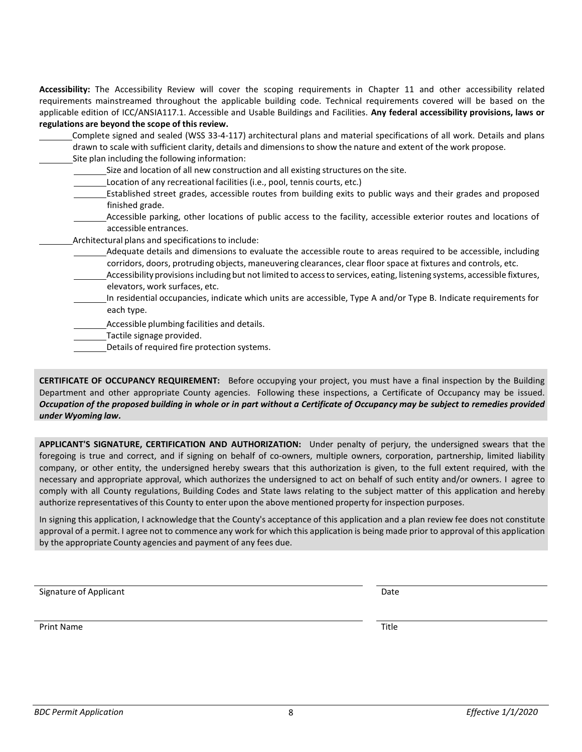**Accessibility:** The Accessibility Review will cover the scoping requirements in Chapter 11 and other accessibility related requirements mainstreamed throughout the applicable building code. Technical requirements covered will be based on the applicable edition of ICC/ANSIA117.1. Accessible and Usable Buildings and Facilities. **Any federal accessibility provisions, laws or regulations are beyond the scope of this review.**

- _______Complete signed and sealed (WSS 33-4-117) architectural plans and material specifications of all work. Details and plans drawn to scale with sufficient clarity, details and dimensions to show the nature and extent of the work propose.
- _______Site plan including the following information:
  - _______Size and location of all new construction and all existing structures on the site.
  - _______Location of any recreational facilities (i.e., pool, tennis courts, etc.)
  - _______Established street grades, accessible routes from building exits to public ways and their grades and proposed finished grade.
  - _______Accessible parking, other locations of public access to the facility, accessible exterior routes and locations of accessible entrances.
- _______Architectural plans and specifications to include:
  - _______Adequate details and dimensions to evaluate the accessible route to areas required to be accessible, including corridors, doors, protruding objects, maneuvering clearances, clear floor space at fixtures and controls, etc.
  - _______Accessibility provisions including but not limited to access to services, eating, listening systems, accessible fixtures, elevators, work surfaces, etc.
  - _______In residential occupancies, indicate which units are accessible, Type A and/or Type B. Indicate requirements for each type.
  - _______Accessible plumbing facilities and details.
  - _______Tactile signage provided.
  - _______Details of required fire protection systems.

**CERTIFICATE OF OCCUPANCY REQUIREMENT:** Before occupying your project, you must have a final inspection by the Building Department and other appropriate County agencies. Following these inspections, a Certificate of Occupancy may be issued. ***Occupation of the proposed building in whole or in part without a Certificate of Occupancy may be subject to remedies provided under Wyoming law.***

**APPLICANT'S SIGNATURE, CERTIFICATION AND AUTHORIZATION:** Under penalty of perjury, the undersigned swears that the foregoing is true and correct, and if signing on behalf of co-owners, multiple owners, corporation, partnership, limited liability company, or other entity, the undersigned hereby swears that this authorization is given, to the full extent required, with the necessary and appropriate approval, which authorizes the undersigned to act on behalf of such entity and/or owners. I agree to comply with all County regulations, Building Codes and State laws relating to the subject matter of this application and hereby authorize representatives of this County to enter upon the above mentioned property for inspection purposes.

In signing this application, I acknowledge that the County's acceptance of this application and a plan review fee does not constitute approval of a permit. I agree not to commence any work for which this application is being made prior to approval of this application by the appropriate County agencies and payment of any fees due.

_______________________________________ _______________

Signature of Applicant Date

_______________________________________ _______________

Print Name Title